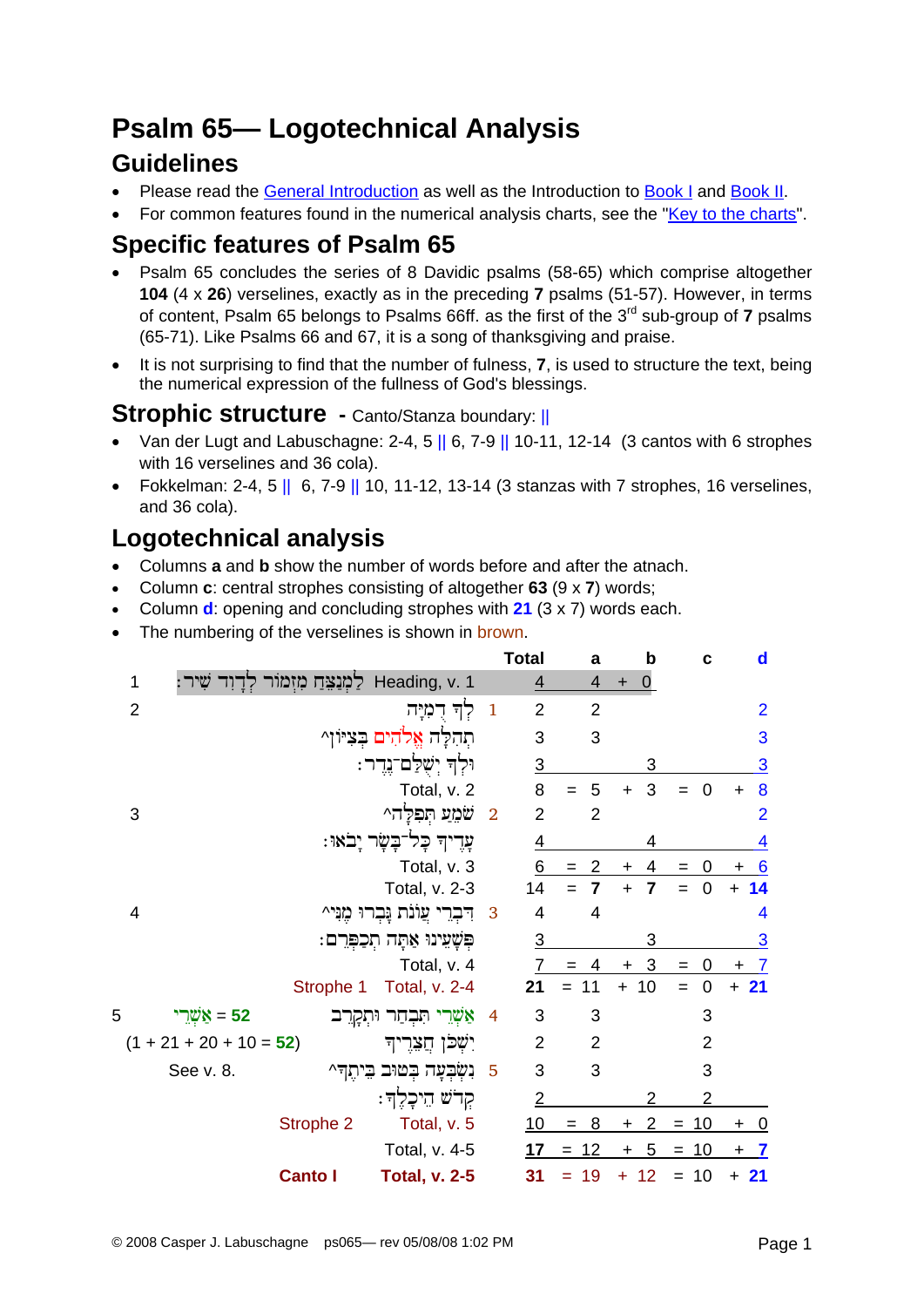# Psalm 65— Logotechnical Analysis

## Guidelines

- Please read the General Introduction as well as the Introduction to Book I and Book II.
- For common features found in the numerical analysis charts, see the "Key to the charts".

## Specific features of Psalm 65

- Psalm 65 concludes the series of 8 Davidic psalms (58-65) which comprise altogether **104** (4 x **26**) verselines, exactly as in the preceding **7** psalms (51-57). However, in terms of content, Psalm 65 belongs to Psalms 66ff. as the first of the 3rd sub-group of **7** psalms (65-71). Like Psalms 66 and 67, it is a song of thanksgiving and praise.
- It is not surprising to find that the number of fulness, **7**, is used to structure the text, being the numerical expression of the fullness of God's blessings.

## Strophic structure - Canto/Stanza boundary: ||

- Van der Lugt and Labuschagne: 2-4, 5 || 6, 7-9 || 10-11, 12-14 (3 cantos with 6 strophes with 16 verselines and 36 cola).
- Fokkelman: 2-4, 5 || 6, 7-9 || 10, 11-12, 13-14 (3 stanzas with 7 strophes, 16 verselines, and 36 cola).

## Logotechnical analysis

- Columns **a** and **b** show the number of words before and after the atnach.
- Column **c**: central strophes consisting of altogether **63** (9 x **7**) words;
- Column **d**: opening and concluding strophes with **21** (3 x 7) words each.
- The numbering of the verselines is shown in brown.

| Verse | Note | Text | Line | Total | a | b | c | d |
|---|---|---|---|---|---|---|---|---|
| 1 | | לַמְנַצֵּחַ מִזְמוֹר לְדָוִד שִׁיר׃ Heading, v. 1 | | 4 | 4 | + 0 | | |
| 2 | | לְךָ דֻמִיָּה | 1 | 2 | 2 | | | 2 |
| | | תְהִלָּה אֱלֹהִים בְּצִיּוֹן^ | | 3 | 3 | | | 3 |
| | | וּלְךָ יְשֻׁלַּם־נֶדֶר׃ | | 3 | | 3 | | 3 |
| | | Total, v. 2 | | 8 | = 5 | + 3 | = 0 | + 8 |
| 3 | | שֹׁמֵעַ תְּפִלָּה^ | 2 | 2 | 2 | | | 2 |
| | | עָדֶיךָ כָּל־בָּשָׂר יָבֹאוּ׃ | | 4 | | 4 | | 4 |
| | | Total, v. 3 | | 6 | = 2 | + 4 | = 0 | + 6 |
| | | Total, v. 2-3 | | 14 | = **7** | + **7** | = 0 | + **14** |
| 4 | | דִּבְרֵי עֲוֺנֹת גָּבְרוּ מֶנִּי^ | 3 | 4 | 4 | | | 4 |
| | | פְּשָׁעֵינוּ אַתָּה תְכַפְּרֵם׃ | | 3 | | 3 | | 3 |
| | | Total, v. 4 | | 7 | = 4 | + 3 | = 0 | + 7 |
| | Strophe 1 | Total, v. 2-4 | | **21** | = 11 | + 10 | = 0 | + **21** |
| 5 | אַשְׁרֵי = **52** | אַשְׁרֵי תִּבְחַר וּתְקָרֵב | 4 | 3 | 3 | | 3 | |
| | (1 + 21 + 20 + 10 = **52**) | יִשְׁכֹּן חֲצֵרֶיךָ | | 2 | 2 | | 2 | |
| | See v. 8. | נִשְׂבְּעָה בְּטוּב בֵּיתֶךָ^ | 5 | 3 | 3 | | 3 | |
| | | קְדֹשׁ הֵיכָלֶךָ׃ | | 2 | | 2 | 2 | |
| | Strophe 2 | Total, v. 5 | | 10 | = 8 | + 2 | = 10 | + 0 |
| | | Total, v. 4-5 | | 17 | = 12 | + 5 | = 10 | + 7 |
| | **Canto I** | **Total, v. 2-5** | | **31** | = 19 | + 12 | = 10 | + **21** |

© 2008 Casper J. Labuschagne ps065— rev 05/08/08 1:02 PM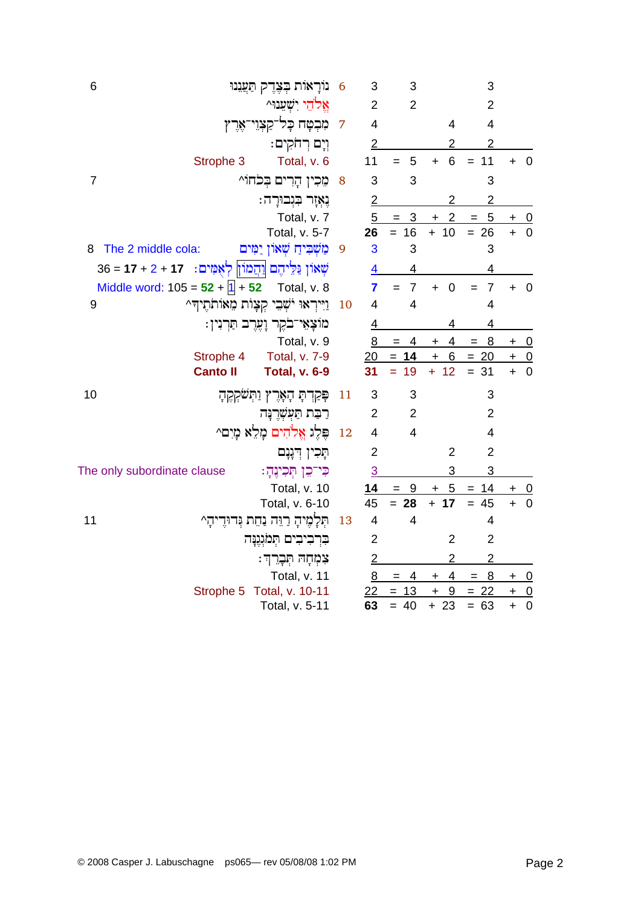| | | | | | | | |
|---|---|---|---|---|---|---|---|
| 6 | נוֹרָאוֹת בְּצֶדֶק תַּעֲנֵנוּ 6 | 3 | 3 | | 3 | | |
| | אֱלֹהֵי יִשְׁעֵנוּ^ | 2 | 2 | | 2 | | |
| | מִבְטָח כָּל־קַצְוֵי־אֶרֶץ 7 | 4 | | 4 | 4 | | |
| | וְיָם רְחֹקִים: | 2 | | 2 | 2 | | |
| Strophe 3 | Total, v. 6 | 11 | = 5 | + 6 | = 11 | + 0 | |
| 7 | מֵכִין הָרִים בְּכֹחוֹ^ 8 | 3 | 3 | | 3 | | |
| | נֶאְזָר בִּגְבוּרָה: | 2 | | 2 | 2 | | |
| | Total, v. 7 | 5 | = 3 | + 2 | = 5 | + 0 | |
| | Total, v. 5-7 | **26** | = 16 | + 10 | = 26 | + 0 | |
| 8 The 2 middle cola: | מַשְׁבִּיחַ שְׁאוֹן יַמִּים 9 | 3 | 3 | | 3 | | |
| 36 = **17** + 2 + **17** | שְׁאוֹן גַּלֵּיהֶם [וַהֲמוֹן] לְאֻמִּים: | 4 | 4 | | 4 | | |
| Middle word: 105 = **52** + [1] + **52** | Total, v. 8 | **7** | = 7 | + 0 | = 7 | + 0 | |
| 9 | וַיִּירְאוּ יֹשְׁבֵי קְצָוֹת מֵאוֹתֹתֶיךָ^ 10 | 4 | 4 | | 4 | | |
| | מוֹצָאֵי־בֹקֶר וָעֶרֶב תַּרְנִין: | 4 | | 4 | 4 | | |
| | Total, v. 9 | 8 | = 4 | + 4 | = 8 | + 0 | |
| Strophe 4 | Total, v. 7-9 | 20 | = **14** | + 6 | = 20 | + 0 | |
| **Canto II** | **Total, v. 6-9** | **31** | = 19 | + 12 | = 31 | + 0 | |
| 10 | פָּקַדְתָּ הָאָרֶץ וַתְּשֹׁקְקֶהָ 11 | 3 | 3 | | 3 | | |
| | רַבַּת תַּעְשְׁרֶנָּה | 2 | 2 | | 2 | | |
| | פֶּלֶג אֱלֹהִים מָלֵא מָיִם^ 12 | 4 | 4 | | 4 | | |
| | תָּכִין דְּגָנָם | 2 | | 2 | 2 | | |
| The only subordinate clause | כִּי־כֵן תְּכִינֶהָ: | 3 | | 3 | 3 | | |
| | Total, v. 10 | **14** | = 9 | + 5 | = 14 | + 0 | |
| | Total, v. 6-10 | 45 | = **28** | + **17** | = 45 | + 0 | |
| 11 | תְּלָמֶיהָ רַוֵּה נַחֵת גְּדוּדֶיהָ^ 13 | 4 | 4 | | 4 | | |
| | בִּרְבִיבִים תְּמֹגְגֶנָּה | 2 | | 2 | 2 | | |
| | צִמְחָהּ תְּבָרֵךְ: | 2 | | 2 | 2 | | |
| | Total, v. 11 | 8 | = 4 | + 4 | = 8 | + 0 | |
| Strophe 5 | Total, v. 10-11 | 22 | = 13 | + 9 | = 22 | + 0 | |
| | Total, v. 5-11 | **63** | = 40 | + 23 | = 63 | + 0 | |

© 2008 Casper J. Labuschagne ps065— rev 05/08/08 1:02 PM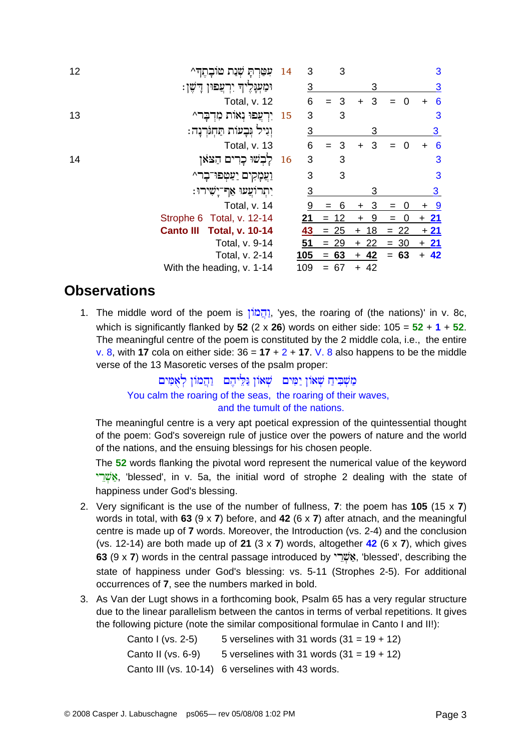| | | | | | | | | | | |
|---|---|---|---|---|---|---|---|---|---|---|
| 12 | עִטַּרְתָּ שְׁנַת טוֹבָתֶךָ^ | 14 | 3 | | 3 | | | | | 3 |
| | וּמַעְגָּלֶיךָ יִרְעֲפוּן דָּשֶׁן׃ | | 3 | | | | 3 | | | 3 |
| | Total, v. 12 | | 6 | = | 3 | + | 3 | = 0 | + | 6 |
| 13 | יִרְעֲפוּ נְאוֹת מִדְבָּר^ | 15 | 3 | | 3 | | | | | 3 |
| | וְגִיל גְּבָעוֹת תַּחְגֹּרְנָה׃ | | 3 | | | | 3 | | | 3 |
| | Total, v. 13 | | 6 | = | 3 | + | 3 | = 0 | + | 6 |
| 14 | לָבְשׁוּ כָרִים הַצֹּאן | 16 | 3 | | 3 | | | | | 3 |
| | וַעֲמָקִים יַעַטְפוּ־בָר^ | | 3 | | 3 | | | | | 3 |
| | יִתְרוֹעֲעוּ אַף־יָשִׁירוּ׃ | | 3 | | | | 3 | | | 3 |
| | Total, v. 14 | | 9 | = | 6 | + | 3 | = 0 | + | 9 |
| | Strophe 6 Total, v. 12-14 | | **21** | = | 12 | + | 9 | = 0 | + | **21** |
| | **Canto III Total, v. 10-14** | | **43** | = | 25 | + | 18 | = 22 | + | 21 |
| | Total, v. 9-14 | | **51** | = | 29 | + | 22 | = 30 | + | **21** |
| | Total, v. 2-14 | | **105** | = | **63** | + | **42** | = **63** | + | **42** |
| | With the heading, v. 1-14 | | 109 | = | 67 | + | 42 | | | |

## Observations

1. The middle word of the poem is וַהֲמוֹן, 'yes, the roaring of (the nations)' in v. 8c, which is significantly flanked by **52** (2 x **26**) words on either side: 105 = **52** + **1** + **52**. The meaningful centre of the poem is constituted by the 2 middle cola, i.e., the entire v. 8, with **17** cola on either side: 36 = **17** + 2 + **17**. V. 8 also happens to be the middle verse of the 13 Masoretic verses of the psalm proper:

   מַשְׁבִּיחַ שְׁאוֹן יַמִּים שְׁאוֹן גַּלֵּיהֶם וַהֲמוֹן לְאֻמִּים
   You calm the roaring of the seas, the roaring of their waves,
   and the tumult of the nations.

   The meaningful centre is a very apt poetical expression of the quintessential thought of the poem: God's sovereign rule of justice over the powers of nature and the world of the nations, and the ensuing blessings for his chosen people.

   The **52** words flanking the pivotal word represent the numerical value of the keyword אַשְׁרֵי, 'blessed', in v. 5a, the initial word of strophe 2 dealing with the state of happiness under God's blessing.

2. Very significant is the use of the number of fullness, **7**: the poem has **105** (15 x **7**) words in total, with **63** (9 x **7**) before, and **42** (6 x **7**) after atnach, and the meaningful centre is made up of **7** words. Moreover, the Introduction (vs. 2-4) and the conclusion (vs. 12-14) are both made up of **21** (3 x **7**) words, altogether **42** (6 x **7**), which gives **63** (9 x **7**) words in the central passage introduced by אַשְׁרֵי, 'blessed', describing the state of happiness under God's blessing: vs. 5-11 (Strophes 2-5). For additional occurrences of **7**, see the numbers marked in bold.

3. As Van der Lugt shows in a forthcoming book, Psalm 65 has a very regular structure due to the linear parallelism between the cantos in terms of verbal repetitions. It gives the following picture (note the similar compositional formulae in Canto I and II!):

   Canto I (vs. 2-5) 5 verselines with 31 words (31 = 19 + 12)
   Canto II (vs. 6-9) 5 verselines with 31 words (31 = 19 + 12)
   Canto III (vs. 10-14) 6 verselines with 43 words.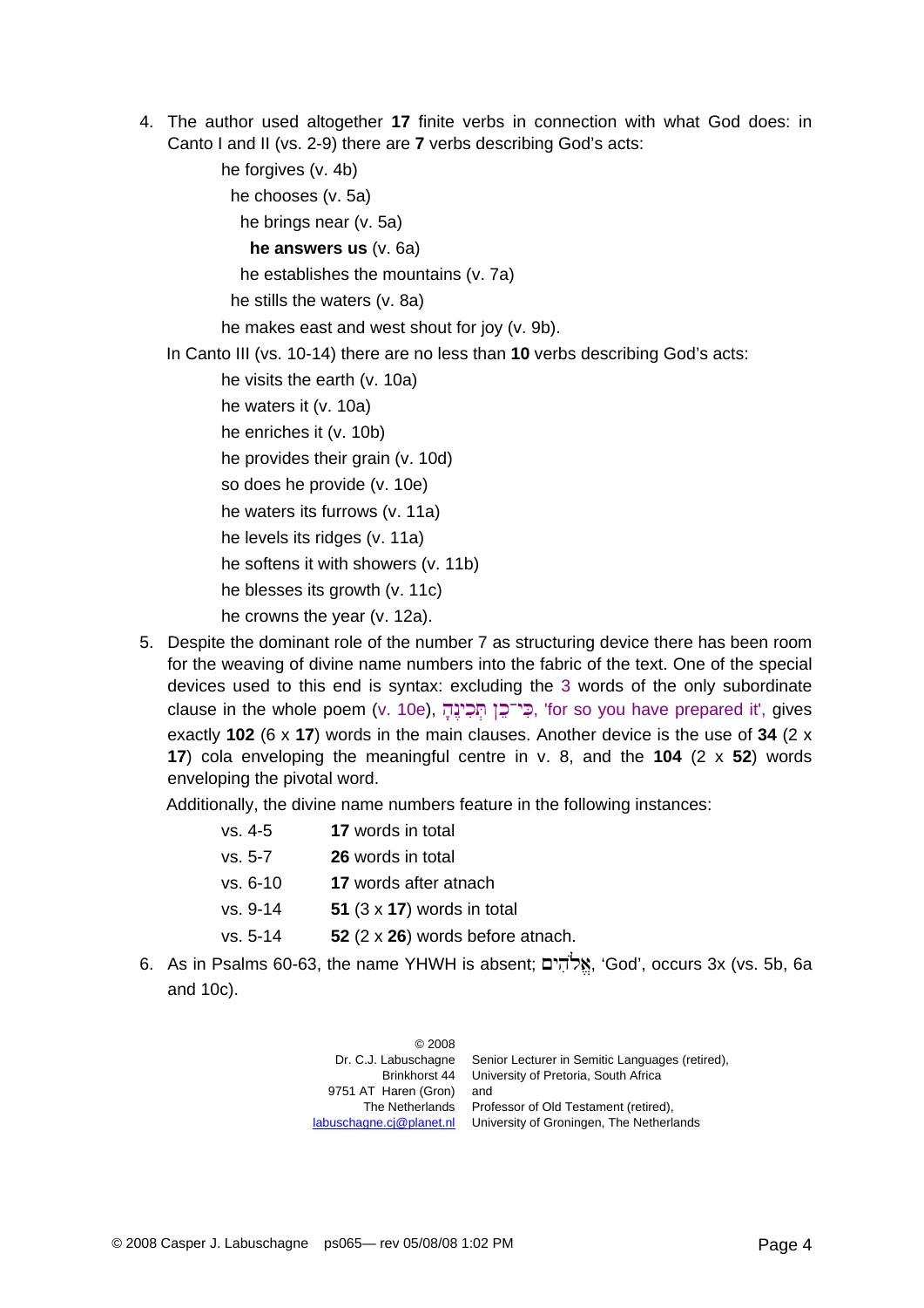4. The author used altogether **17** finite verbs in connection with what God does: in Canto I and II (vs. 2-9) there are **7** verbs describing God's acts:

   he forgives (v. 4b)
   he chooses (v. 5a)
   he brings near (v. 5a)
   **he answers us** (v. 6a)
   he establishes the mountains (v. 7a)
   he stills the waters (v. 8a)
   he makes east and west shout for joy (v. 9b).

   In Canto III (vs. 10-14) there are no less than **10** verbs describing God's acts:

   he visits the earth (v. 10a)
   he waters it (v. 10a)
   he enriches it (v. 10b)
   he provides their grain (v. 10d)
   so does he provide (v. 10e)
   he waters its furrows (v. 11a)
   he levels its ridges (v. 11a)
   he softens it with showers (v. 11b)
   he blesses its growth (v. 11c)
   he crowns the year (v. 12a).

5. Despite the dominant role of the number 7 as structuring device there has been room for the weaving of divine name numbers into the fabric of the text. One of the special devices used to this end is syntax: excluding the 3 words of the only subordinate clause in the whole poem (v. 10e), כִּי־כֵן תְּכִינֶהָ, 'for so you have prepared it', gives exactly **102** (6 x **17**) words in the main clauses. Another device is the use of **34** (2 x **17**) cola enveloping the meaningful centre in v. 8, and the **104** (2 x **52**) words enveloping the pivotal word.

   Additionally, the divine name numbers feature in the following instances:

| | |
|---|---|
| vs. 4-5 | **17** words in total |
| vs. 5-7 | **26** words in total |
| vs. 6-10 | **17** words after atnach |
| vs. 9-14 | **51** (3 x **17**) words in total |
| vs. 5-14 | **52** (2 x **26**) words before atnach. |

6. As in Psalms 60-63, the name YHWH is absent; אֱלֹהִים, 'God', occurs 3x (vs. 5b, 6a and 10c).

© 2008
Dr. C.J. Labuschagne
Brinkhorst 44
9751 AT Haren (Gron)
The Netherlands
labuschagne.cj@planet.nl

Senior Lecturer in Semitic Languages (retired),
University of Pretoria, South Africa
and
Professor of Old Testament (retired),
University of Groningen, The Netherlands